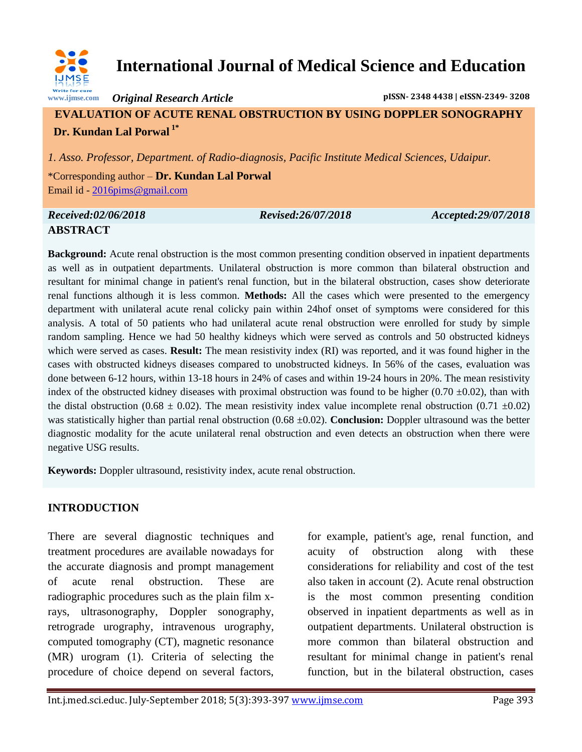# International Journal of Medical Science and Education

*Original Research Article* **pISSN- 2348 4438 | eISSN-2349- 3208**

## EVALUATION OF ACUTE RENAL OBSTRUCTION BY USING DOPPLER SONOGRAPHY

**Dr. Kundan Lal Porwal [1*]**

*1. Asso. Professor, Department. of Radio-diagnosis, Pacific Institute Medical Sciences, Udaipur.*

*Corresponding author – **Dr. Kundan Lal Porwal**
Email id - 2016pims@gmail.com

*Received:02/06/2018* *Revised:26/07/2018* *Accepted:29/07/2018*

## ABSTRACT

**Background:** Acute renal obstruction is the most common presenting condition observed in inpatient departments as well as in outpatient departments. Unilateral obstruction is more common than bilateral obstruction and resultant for minimal change in patient's renal function, but in the bilateral obstruction, cases show deteriorate renal functions although it is less common. **Methods:** All the cases which were presented to the emergency department with unilateral acute renal colicky pain within 24hof onset of symptoms were considered for this analysis. A total of 50 patients who had unilateral acute renal obstruction were enrolled for study by simple random sampling. Hence we had 50 healthy kidneys which were served as controls and 50 obstructed kidneys which were served as cases. **Result:** The mean resistivity index (RI) was reported, and it was found higher in the cases with obstructed kidneys diseases compared to unobstructed kidneys. In 56% of the cases, evaluation was done between 6-12 hours, within 13-18 hours in 24% of cases and within 19-24 hours in 20%. The mean resistivity index of the obstructed kidney diseases with proximal obstruction was found to be higher (0.70 ±0.02), than with the distal obstruction (0.68 ± 0.02). The mean resistivity index value incomplete renal obstruction (0.71 ±0.02) was statistically higher than partial renal obstruction (0.68 ±0.02). **Conclusion:** Doppler ultrasound was the better diagnostic modality for the acute unilateral renal obstruction and even detects an obstruction when there were negative USG results.

**Keywords:** Doppler ultrasound, resistivity index, acute renal obstruction.

## INTRODUCTION

There are several diagnostic techniques and treatment procedures are available nowadays for the accurate diagnosis and prompt management of acute renal obstruction. These are radiographic procedures such as the plain film x-rays, ultrasonography, Doppler sonography, retrograde urography, intravenous urography, computed tomography (CT), magnetic resonance (MR) urogram (1). Criteria of selecting the procedure of choice depend on several factors, for example, patient's age, renal function, and acuity of obstruction along with these considerations for reliability and cost of the test also taken in account (2). Acute renal obstruction is the most common presenting condition observed in inpatient departments as well as in outpatient departments. Unilateral obstruction is more common than bilateral obstruction and resultant for minimal change in patient's renal function, but in the bilateral obstruction, cases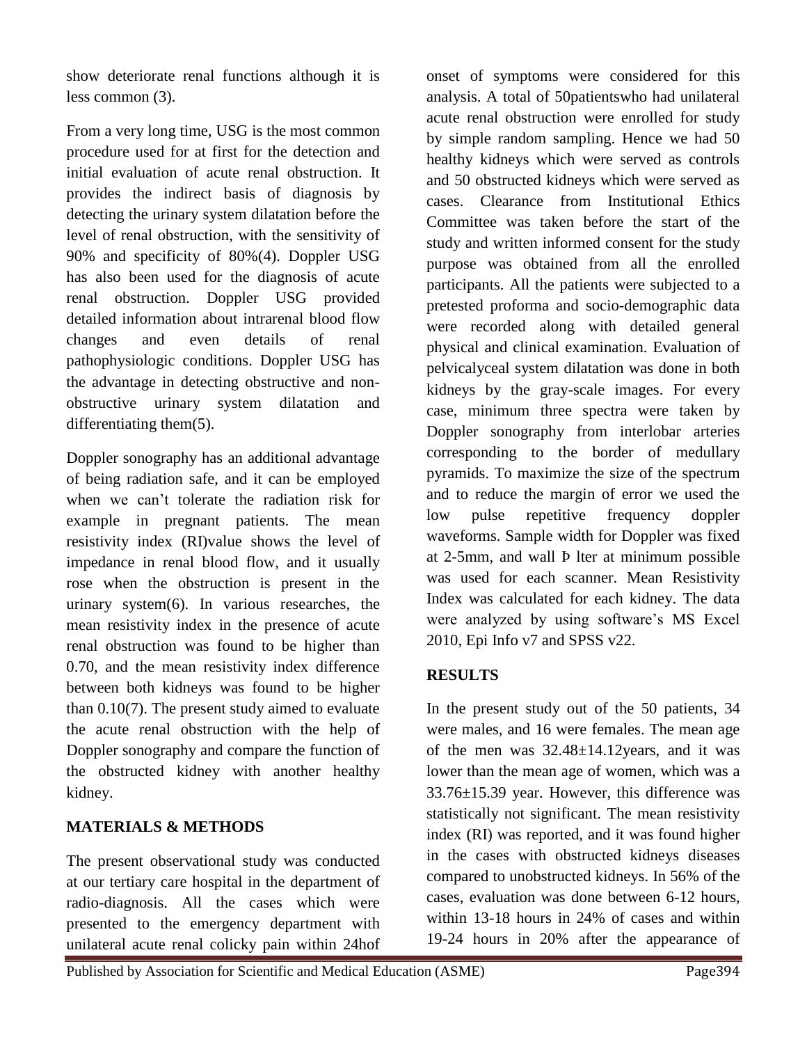show deteriorate renal functions although it is less common (3).

From a very long time, USG is the most common procedure used for at first for the detection and initial evaluation of acute renal obstruction. It provides the indirect basis of diagnosis by detecting the urinary system dilatation before the level of renal obstruction, with the sensitivity of 90% and specificity of 80%(4). Doppler USG has also been used for the diagnosis of acute renal obstruction. Doppler USG provided detailed information about intrarenal blood flow changes and even details of renal pathophysiologic conditions. Doppler USG has the advantage in detecting obstructive and non-obstructive urinary system dilatation and differentiating them(5).

Doppler sonography has an additional advantage of being radiation safe, and it can be employed when we can't tolerate the radiation risk for example in pregnant patients. The mean resistivity index (RI)value shows the level of impedance in renal blood flow, and it usually rose when the obstruction is present in the urinary system(6). In various researches, the mean resistivity index in the presence of acute renal obstruction was found to be higher than 0.70, and the mean resistivity index difference between both kidneys was found to be higher than 0.10(7). The present study aimed to evaluate the acute renal obstruction with the help of Doppler sonography and compare the function of the obstructed kidney with another healthy kidney.

## MATERIALS & METHODS

The present observational study was conducted at our tertiary care hospital in the department of radio-diagnosis. All the cases which were presented to the emergency department with unilateral acute renal colicky pain within 24hof onset of symptoms were considered for this analysis. A total of 50patientswho had unilateral acute renal obstruction were enrolled for study by simple random sampling. Hence we had 50 healthy kidneys which were served as controls and 50 obstructed kidneys which were served as cases. Clearance from Institutional Ethics Committee was taken before the start of the study and written informed consent for the study purpose was obtained from all the enrolled participants. All the patients were subjected to a pretested proforma and socio-demographic data were recorded along with detailed general physical and clinical examination. Evaluation of pelvicalyceal system dilatation was done in both kidneys by the gray-scale images. For every case, minimum three spectra were taken by Doppler sonography from interlobar arteries corresponding to the border of medullary pyramids. To maximize the size of the spectrum and to reduce the margin of error we used the low pulse repetitive frequency doppler waveforms. Sample width for Doppler was fixed at 2-5mm, and wall Þ lter at minimum possible was used for each scanner. Mean Resistivity Index was calculated for each kidney. The data were analyzed by using software's MS Excel 2010, Epi Info v7 and SPSS v22.

## RESULTS

In the present study out of the 50 patients, 34 were males, and 16 were females. The mean age of the men was 32.48±14.12years, and it was lower than the mean age of women, which was a 33.76±15.39 year. However, this difference was statistically not significant. The mean resistivity index (RI) was reported, and it was found higher in the cases with obstructed kidneys diseases compared to unobstructed kidneys. In 56% of the cases, evaluation was done between 6-12 hours, within 13-18 hours in 24% of cases and within 19-24 hours in 20% after the appearance of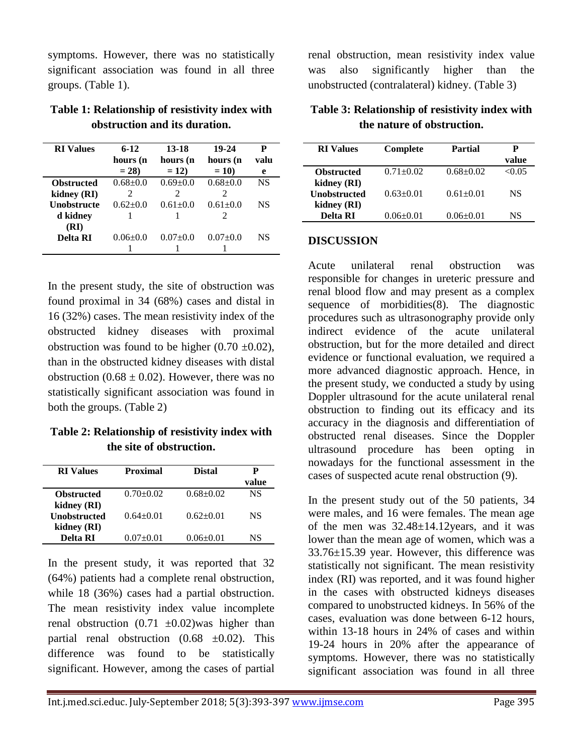symptoms. However, there was no statistically significant association was found in all three groups. (Table 1).

**Table 1: Relationship of resistivity index with obstruction and its duration.**

| RI Values | 6-12 hours (n = 28) | 13-18 hours (n = 12) | 19-24 hours (n = 10) | P value |
|---|---|---|---|---|
| **Obstructed kidney (RI)** | 0.68±0.02 | 0.69±0.02 | 0.68±0.02 | NS |
| **Unobstructed kidney (RI)** | 0.62±0.01 | 0.61±0.01 | 0.61±0.02 | NS |
| **Delta RI** | 0.06±0.01 | 0.07±0.01 | 0.07±0.01 | NS |

In the present study, the site of obstruction was found proximal in 34 (68%) cases and distal in 16 (32%) cases. The mean resistivity index of the obstructed kidney diseases with proximal obstruction was found to be higher (0.70 ±0.02), than in the obstructed kidney diseases with distal obstruction (0.68 ± 0.02). However, there was no statistically significant association was found in both the groups. (Table 2)

**Table 2: Relationship of resistivity index with the site of obstruction.**

| RI Values | Proximal | Distal | P value |
|---|---|---|---|
| **Obstructed kidney (RI)** | 0.70±0.02 | 0.68±0.02 | NS |
| **Unobstructed kidney (RI)** | 0.64±0.01 | 0.62±0.01 | NS |
| **Delta RI** | 0.07±0.01 | 0.06±0.01 | NS |

In the present study, it was reported that 32 (64%) patients had a complete renal obstruction, while 18 (36%) cases had a partial obstruction. The mean resistivity index value incomplete renal obstruction (0.71 ±0.02)was higher than partial renal obstruction (0.68 ±0.02). This difference was found to be statistically significant. However, among the cases of partial renal obstruction, mean resistivity index value was also significantly higher than the unobstructed (contralateral) kidney. (Table 3)

**Table 3: Relationship of resistivity index with the nature of obstruction.**

| RI Values | Complete | Partial | P value |
|---|---|---|---|
| **Obstructed kidney (RI)** | 0.71±0.02 | 0.68±0.02 | <0.05 |
| **Unobstructed kidney (RI)** | 0.63±0.01 | 0.61±0.01 | NS |
| **Delta RI** | 0.06±0.01 | 0.06±0.01 | NS |

## DISCUSSION

Acute unilateral renal obstruction was responsible for changes in ureteric pressure and renal blood flow and may present as a complex sequence of morbidities(8). The diagnostic procedures such as ultrasonography provide only indirect evidence of the acute unilateral obstruction, but for the more detailed and direct evidence or functional evaluation, we required a more advanced diagnostic approach. Hence, in the present study, we conducted a study by using Doppler ultrasound for the acute unilateral renal obstruction to finding out its efficacy and its accuracy in the diagnosis and differentiation of obstructed renal diseases. Since the Doppler ultrasound procedure has been opting in nowadays for the functional assessment in the cases of suspected acute renal obstruction (9).

In the present study out of the 50 patients, 34 were males, and 16 were females. The mean age of the men was 32.48±14.12years, and it was lower than the mean age of women, which was a 33.76±15.39 year. However, this difference was statistically not significant. The mean resistivity index (RI) was reported, and it was found higher in the cases with obstructed kidneys diseases compared to unobstructed kidneys. In 56% of the cases, evaluation was done between 6-12 hours, within 13-18 hours in 24% of cases and within 19-24 hours in 20% after the appearance of symptoms. However, there was no statistically significant association was found in all three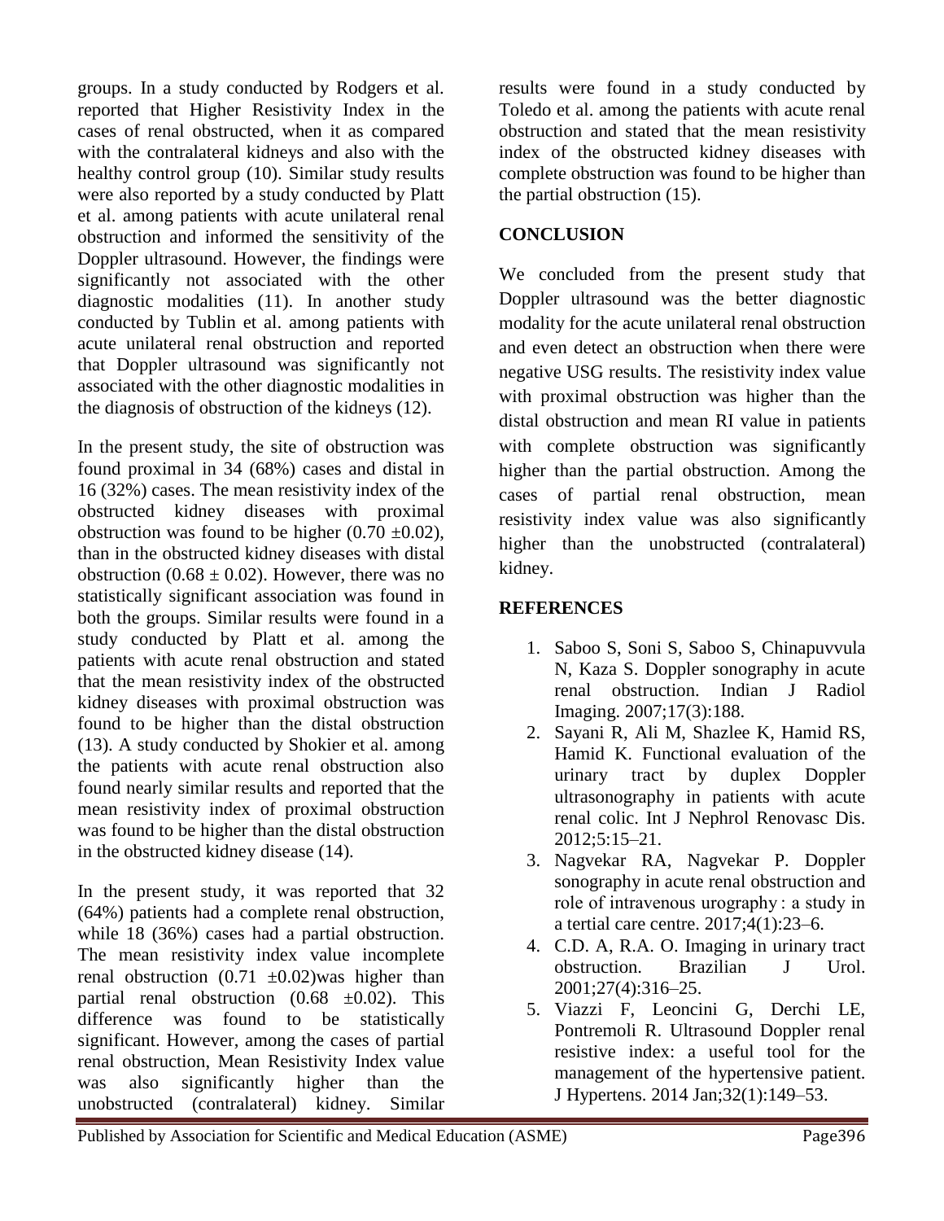groups. In a study conducted by Rodgers et al. reported that Higher Resistivity Index in the cases of renal obstructed, when it as compared with the contralateral kidneys and also with the healthy control group (10). Similar study results were also reported by a study conducted by Platt et al. among patients with acute unilateral renal obstruction and informed the sensitivity of the Doppler ultrasound. However, the findings were significantly not associated with the other diagnostic modalities (11). In another study conducted by Tublin et al. among patients with acute unilateral renal obstruction and reported that Doppler ultrasound was significantly not associated with the other diagnostic modalities in the diagnosis of obstruction of the kidneys (12).

In the present study, the site of obstruction was found proximal in 34 (68%) cases and distal in 16 (32%) cases. The mean resistivity index of the obstructed kidney diseases with proximal obstruction was found to be higher (0.70 ±0.02), than in the obstructed kidney diseases with distal obstruction (0.68 ± 0.02). However, there was no statistically significant association was found in both the groups. Similar results were found in a study conducted by Platt et al. among the patients with acute renal obstruction and stated that the mean resistivity index of the obstructed kidney diseases with proximal obstruction was found to be higher than the distal obstruction (13). A study conducted by Shokier et al. among the patients with acute renal obstruction also found nearly similar results and reported that the mean resistivity index of proximal obstruction was found to be higher than the distal obstruction in the obstructed kidney disease (14).

In the present study, it was reported that 32 (64%) patients had a complete renal obstruction, while 18 (36%) cases had a partial obstruction. The mean resistivity index value incomplete renal obstruction (0.71 ±0.02)was higher than partial renal obstruction (0.68 ±0.02). This difference was found to be statistically significant. However, among the cases of partial renal obstruction, Mean Resistivity Index value was also significantly higher than the unobstructed (contralateral) kidney. Similar results were found in a study conducted by Toledo et al. among the patients with acute renal obstruction and stated that the mean resistivity index of the obstructed kidney diseases with complete obstruction was found to be higher than the partial obstruction (15).

## CONCLUSION

We concluded from the present study that Doppler ultrasound was the better diagnostic modality for the acute unilateral renal obstruction and even detect an obstruction when there were negative USG results. The resistivity index value with proximal obstruction was higher than the distal obstruction and mean RI value in patients with complete obstruction was significantly higher than the partial obstruction. Among the cases of partial renal obstruction, mean resistivity index value was also significantly higher than the unobstructed (contralateral) kidney.

## REFERENCES

1. Saboo S, Soni S, Saboo S, Chinapuvvula N, Kaza S. Doppler sonography in acute renal obstruction. Indian J Radiol Imaging. 2007;17(3):188.
2. Sayani R, Ali M, Shazlee K, Hamid RS, Hamid K. Functional evaluation of the urinary tract by duplex Doppler ultrasonography in patients with acute renal colic. Int J Nephrol Renovasc Dis. 2012;5:15–21.
3. Nagvekar RA, Nagvekar P. Doppler sonography in acute renal obstruction and role of intravenous urography : a study in a tertial care centre. 2017;4(1):23–6.
4. C.D. A, R.A. O. Imaging in urinary tract obstruction. Brazilian J Urol. 2001;27(4):316–25.
5. Viazzi F, Leoncini G, Derchi LE, Pontremoli R. Ultrasound Doppler renal resistive index: a useful tool for the management of the hypertensive patient. J Hypertens. 2014 Jan;32(1):149–53.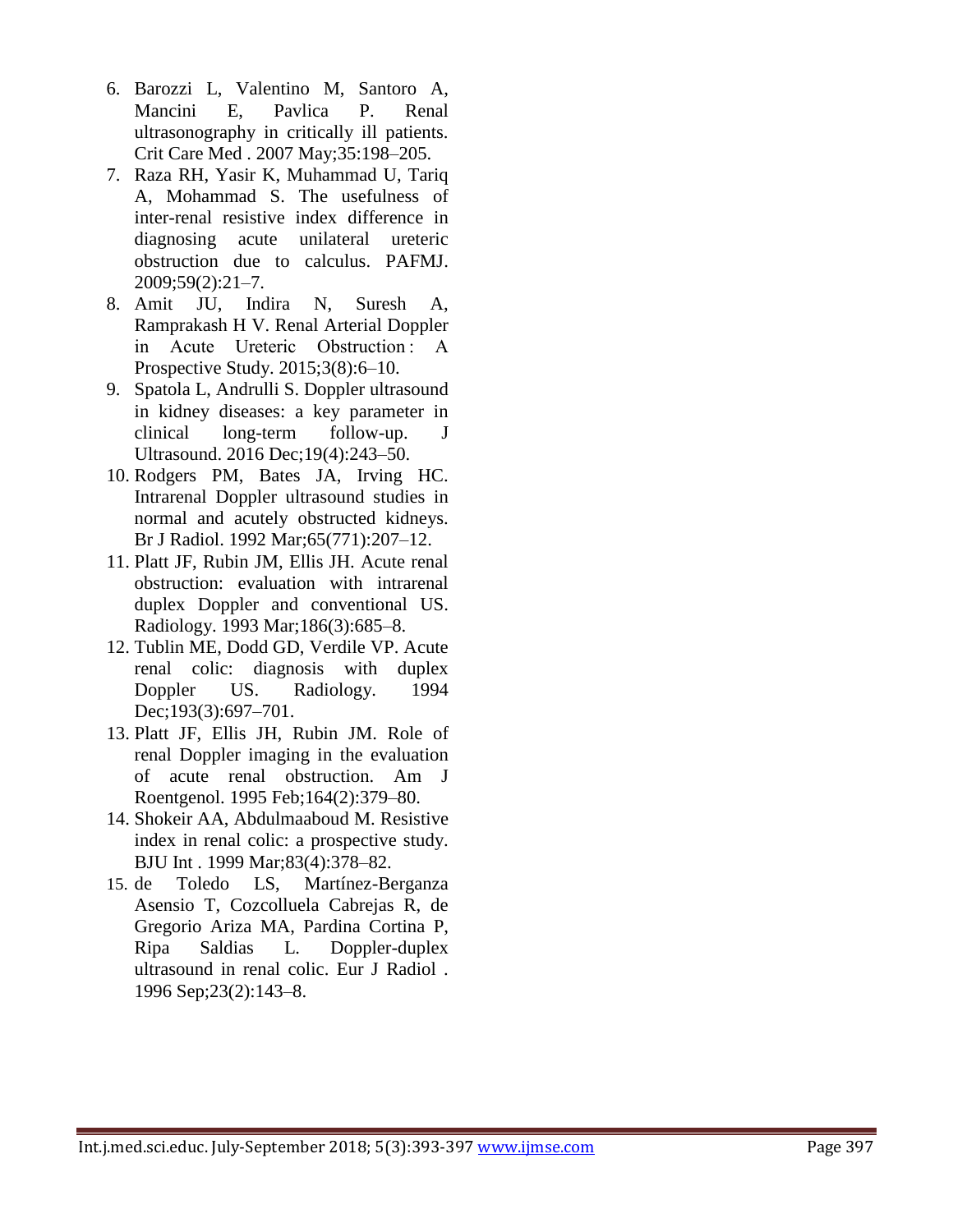6. Barozzi L, Valentino M, Santoro A, Mancini E, Pavlica P. Renal ultrasonography in critically ill patients. Crit Care Med . 2007 May;35:198–205.
7. Raza RH, Yasir K, Muhammad U, Tariq A, Mohammad S. The usefulness of inter-renal resistive index difference in diagnosing acute unilateral ureteric obstruction due to calculus. PAFMJ. 2009;59(2):21–7.
8. Amit JU, Indira N, Suresh A, Ramprakash H V. Renal Arterial Doppler in Acute Ureteric Obstruction : A Prospective Study. 2015;3(8):6–10.
9. Spatola L, Andrulli S. Doppler ultrasound in kidney diseases: a key parameter in clinical long-term follow-up. J Ultrasound. 2016 Dec;19(4):243–50.
10. Rodgers PM, Bates JA, Irving HC. Intrarenal Doppler ultrasound studies in normal and acutely obstructed kidneys. Br J Radiol. 1992 Mar;65(771):207–12.
11. Platt JF, Rubin JM, Ellis JH. Acute renal obstruction: evaluation with intrarenal duplex Doppler and conventional US. Radiology. 1993 Mar;186(3):685–8.
12. Tublin ME, Dodd GD, Verdile VP. Acute renal colic: diagnosis with duplex Doppler US. Radiology. 1994 Dec;193(3):697–701.
13. Platt JF, Ellis JH, Rubin JM. Role of renal Doppler imaging in the evaluation of acute renal obstruction. Am J Roentgenol. 1995 Feb;164(2):379–80.
14. Shokeir AA, Abdulmaaboud M. Resistive index in renal colic: a prospective study. BJU Int . 1999 Mar;83(4):378–82.
15. de Toledo LS, Martínez-Berganza Asensio T, Cozcolluela Cabrejas R, de Gregorio Ariza MA, Pardina Cortina P, Ripa Saldias L. Doppler-duplex ultrasound in renal colic. Eur J Radiol . 1996 Sep;23(2):143–8.